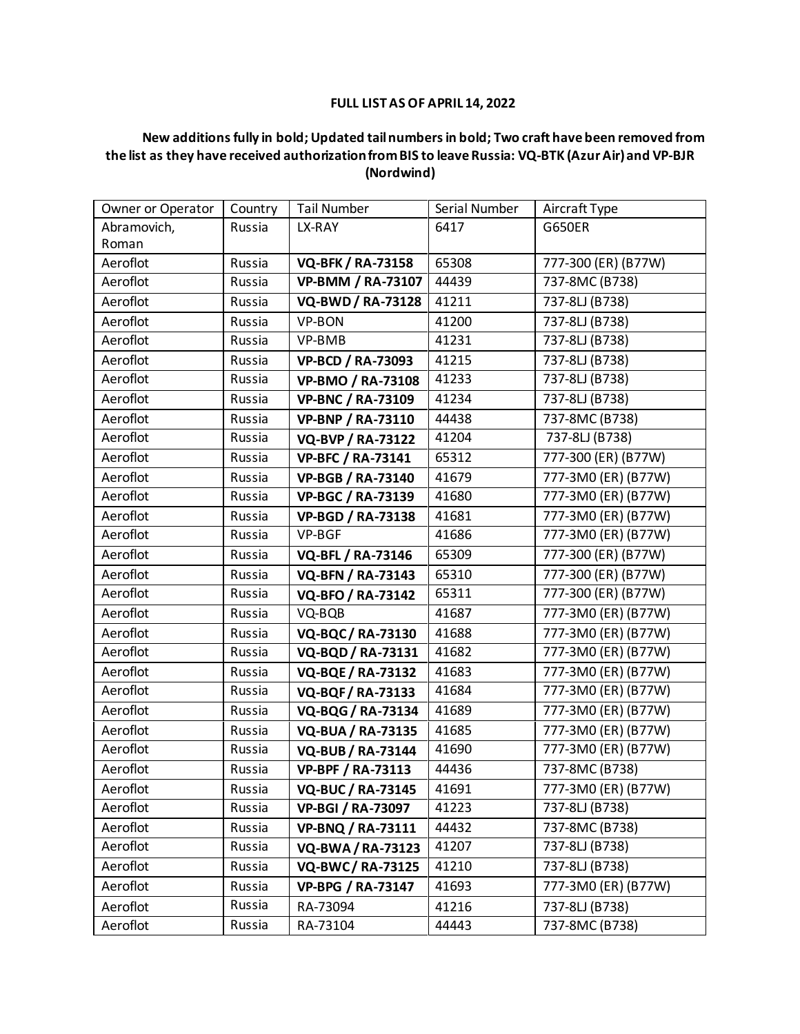**FULL LIST AS OF APRIL 14, 2022**

**New additions fully in bold; Updated tail numbers in bold; Two craft have been removed from the list as they have received authorization from BIS to leave Russia: VQ-BTK (Azur Air) and VP-BJR (Nordwind)**

| Owner or Operator | Country | Tail Number | Serial Number | Aircraft Type |
|---|---|---|---|---|
| Abramovich, Roman | Russia | LX-RAY | 6417 | G650ER |
| Aeroflot | Russia | **VQ-BFK / RA-73158** | 65308 | 777-300 (ER) (B77W) |
| Aeroflot | Russia | **VP-BMM / RA-73107** | 44439 | 737-8MC (B738) |
| Aeroflot | Russia | **VQ-BWD / RA-73128** | 41211 | 737-8LJ (B738) |
| Aeroflot | Russia | VP-BON | 41200 | 737-8LJ (B738) |
| Aeroflot | Russia | VP-BMB | 41231 | 737-8LJ (B738) |
| Aeroflot | Russia | **VP-BCD / RA-73093** | 41215 | 737-8LJ (B738) |
| Aeroflot | Russia | **VP-BMO / RA-73108** | 41233 | 737-8LJ (B738) |
| Aeroflot | Russia | **VP-BNC / RA-73109** | 41234 | 737-8LJ (B738) |
| Aeroflot | Russia | **VP-BNP / RA-73110** | 44438 | 737-8MC (B738) |
| Aeroflot | Russia | **VQ-BVP / RA-73122** | 41204 | 737-8LJ (B738) |
| Aeroflot | Russia | **VP-BFC / RA-73141** | 65312 | 777-300 (ER) (B77W) |
| Aeroflot | Russia | **VP-BGB / RA-73140** | 41679 | 777-3M0 (ER) (B77W) |
| Aeroflot | Russia | **VP-BGC / RA-73139** | 41680 | 777-3M0 (ER) (B77W) |
| Aeroflot | Russia | **VP-BGD / RA-73138** | 41681 | 777-3M0 (ER) (B77W) |
| Aeroflot | Russia | VP-BGF | 41686 | 777-3M0 (ER) (B77W) |
| Aeroflot | Russia | **VQ-BFL / RA-73146** | 65309 | 777-300 (ER) (B77W) |
| Aeroflot | Russia | **VQ-BFN / RA-73143** | 65310 | 777-300 (ER) (B77W) |
| Aeroflot | Russia | **VQ-BFO / RA-73142** | 65311 | 777-300 (ER) (B77W) |
| Aeroflot | Russia | VQ-BQB | 41687 | 777-3M0 (ER) (B77W) |
| Aeroflot | Russia | **VQ-BQC / RA-73130** | 41688 | 777-3M0 (ER) (B77W) |
| Aeroflot | Russia | **VQ-BQD / RA-73131** | 41682 | 777-3M0 (ER) (B77W) |
| Aeroflot | Russia | **VQ-BQE / RA-73132** | 41683 | 777-3M0 (ER) (B77W) |
| Aeroflot | Russia | **VQ-BQF / RA-73133** | 41684 | 777-3M0 (ER) (B77W) |
| Aeroflot | Russia | **VQ-BQG / RA-73134** | 41689 | 777-3M0 (ER) (B77W) |
| Aeroflot | Russia | **VQ-BUA / RA-73135** | 41685 | 777-3M0 (ER) (B77W) |
| Aeroflot | Russia | **VQ-BUB / RA-73144** | 41690 | 777-3M0 (ER) (B77W) |
| Aeroflot | Russia | **VP-BPF / RA-73113** | 44436 | 737-8MC (B738) |
| Aeroflot | Russia | **VQ-BUC / RA-73145** | 41691 | 777-3M0 (ER) (B77W) |
| Aeroflot | Russia | **VP-BGI / RA-73097** | 41223 | 737-8LJ (B738) |
| Aeroflot | Russia | **VP-BNQ / RA-73111** | 44432 | 737-8MC (B738) |
| Aeroflot | Russia | **VQ-BWA / RA-73123** | 41207 | 737-8LJ (B738) |
| Aeroflot | Russia | **VQ-BWC / RA-73125** | 41210 | 737-8LJ (B738) |
| Aeroflot | Russia | **VP-BPG / RA-73147** | 41693 | 777-3M0 (ER) (B77W) |
| Aeroflot | Russia | RA-73094 | 41216 | 737-8LJ (B738) |
| Aeroflot | Russia | RA-73104 | 44443 | 737-8MC (B738) |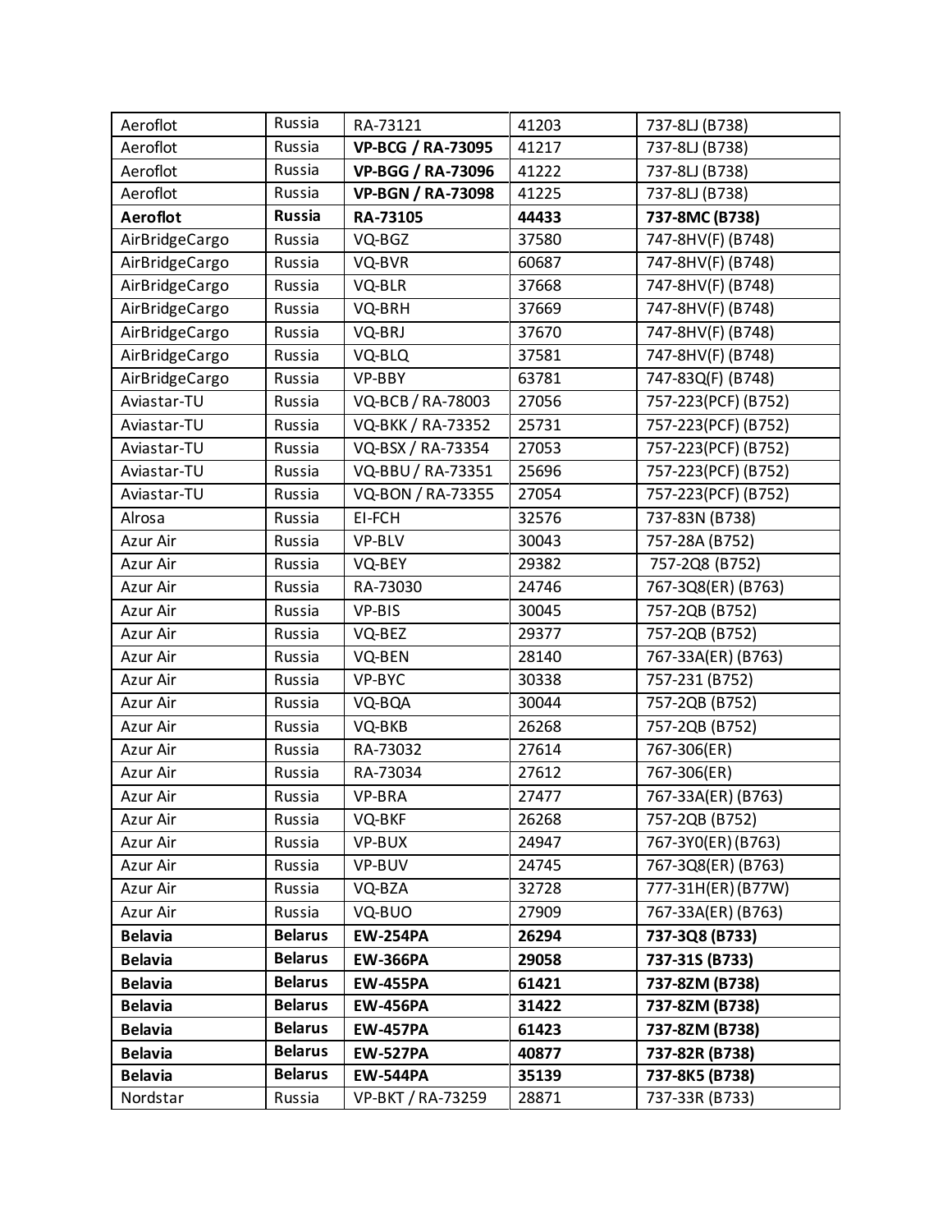| | | | | |
|---|---|---|---|---|
| Aeroflot | Russia | RA-73121 | 41203 | 737-8LJ (B738) |
| Aeroflot | Russia | **VP-BCG / RA-73095** | 41217 | 737-8LJ (B738) |
| Aeroflot | Russia | **VP-BGG / RA-73096** | 41222 | 737-8LJ (B738) |
| Aeroflot | Russia | **VP-BGN / RA-73098** | 41225 | 737-8LJ (B738) |
| **Aeroflot** | **Russia** | **RA-73105** | **44433** | **737-8MC (B738)** |
| AirBridgeCargo | Russia | VQ-BGZ | 37580 | 747-8HV(F) (B748) |
| AirBridgeCargo | Russia | VQ-BVR | 60687 | 747-8HV(F) (B748) |
| AirBridgeCargo | Russia | VQ-BLR | 37668 | 747-8HV(F) (B748) |
| AirBridgeCargo | Russia | VQ-BRH | 37669 | 747-8HV(F) (B748) |
| AirBridgeCargo | Russia | VQ-BRJ | 37670 | 747-8HV(F) (B748) |
| AirBridgeCargo | Russia | VQ-BLQ | 37581 | 747-8HV(F) (B748) |
| AirBridgeCargo | Russia | VP-BBY | 63781 | 747-83Q(F) (B748) |
| Aviastar-TU | Russia | VQ-BCB / RA-78003 | 27056 | 757-223(PCF) (B752) |
| Aviastar-TU | Russia | VQ-BKK / RA-73352 | 25731 | 757-223(PCF) (B752) |
| Aviastar-TU | Russia | VQ-BSX / RA-73354 | 27053 | 757-223(PCF) (B752) |
| Aviastar-TU | Russia | VQ-BBU / RA-73351 | 25696 | 757-223(PCF) (B752) |
| Aviastar-TU | Russia | VQ-BON / RA-73355 | 27054 | 757-223(PCF) (B752) |
| Alrosa | Russia | EI-FCH | 32576 | 737-83N (B738) |
| Azur Air | Russia | VP-BLV | 30043 | 757-28A (B752) |
| Azur Air | Russia | VQ-BEY | 29382 | 757-2Q8 (B752) |
| Azur Air | Russia | RA-73030 | 24746 | 767-3Q8(ER) (B763) |
| Azur Air | Russia | VP-BIS | 30045 | 757-2QB (B752) |
| Azur Air | Russia | VQ-BEZ | 29377 | 757-2QB (B752) |
| Azur Air | Russia | VQ-BEN | 28140 | 767-33A(ER) (B763) |
| Azur Air | Russia | VP-BYC | 30338 | 757-231 (B752) |
| Azur Air | Russia | VQ-BQA | 30044 | 757-2QB (B752) |
| Azur Air | Russia | VQ-BKB | 26268 | 757-2QB (B752) |
| Azur Air | Russia | RA-73032 | 27614 | 767-306(ER) |
| Azur Air | Russia | RA-73034 | 27612 | 767-306(ER) |
| Azur Air | Russia | VP-BRA | 27477 | 767-33A(ER) (B763) |
| Azur Air | Russia | VQ-BKF | 26268 | 757-2QB (B752) |
| Azur Air | Russia | VP-BUX | 24947 | 767-3Y0(ER) (B763) |
| Azur Air | Russia | VP-BUV | 24745 | 767-3Q8(ER) (B763) |
| Azur Air | Russia | VQ-BZA | 32728 | 777-31H(ER) (B77W) |
| Azur Air | Russia | VQ-BUO | 27909 | 767-33A(ER) (B763) |
| **Belavia** | **Belarus** | **EW-254PA** | **26294** | **737-3Q8 (B733)** |
| **Belavia** | **Belarus** | **EW-366PA** | **29058** | **737-31S (B733)** |
| **Belavia** | **Belarus** | **EW-455PA** | **61421** | **737-8ZM (B738)** |
| **Belavia** | **Belarus** | **EW-456PA** | **31422** | **737-8ZM (B738)** |
| **Belavia** | **Belarus** | **EW-457PA** | **61423** | **737-8ZM (B738)** |
| **Belavia** | **Belarus** | **EW-527PA** | **40877** | **737-82R (B738)** |
| **Belavia** | **Belarus** | **EW-544PA** | **35139** | **737-8K5 (B738)** |
| Nordstar | Russia | VP-BKT / RA-73259 | 28871 | 737-33R (B733) |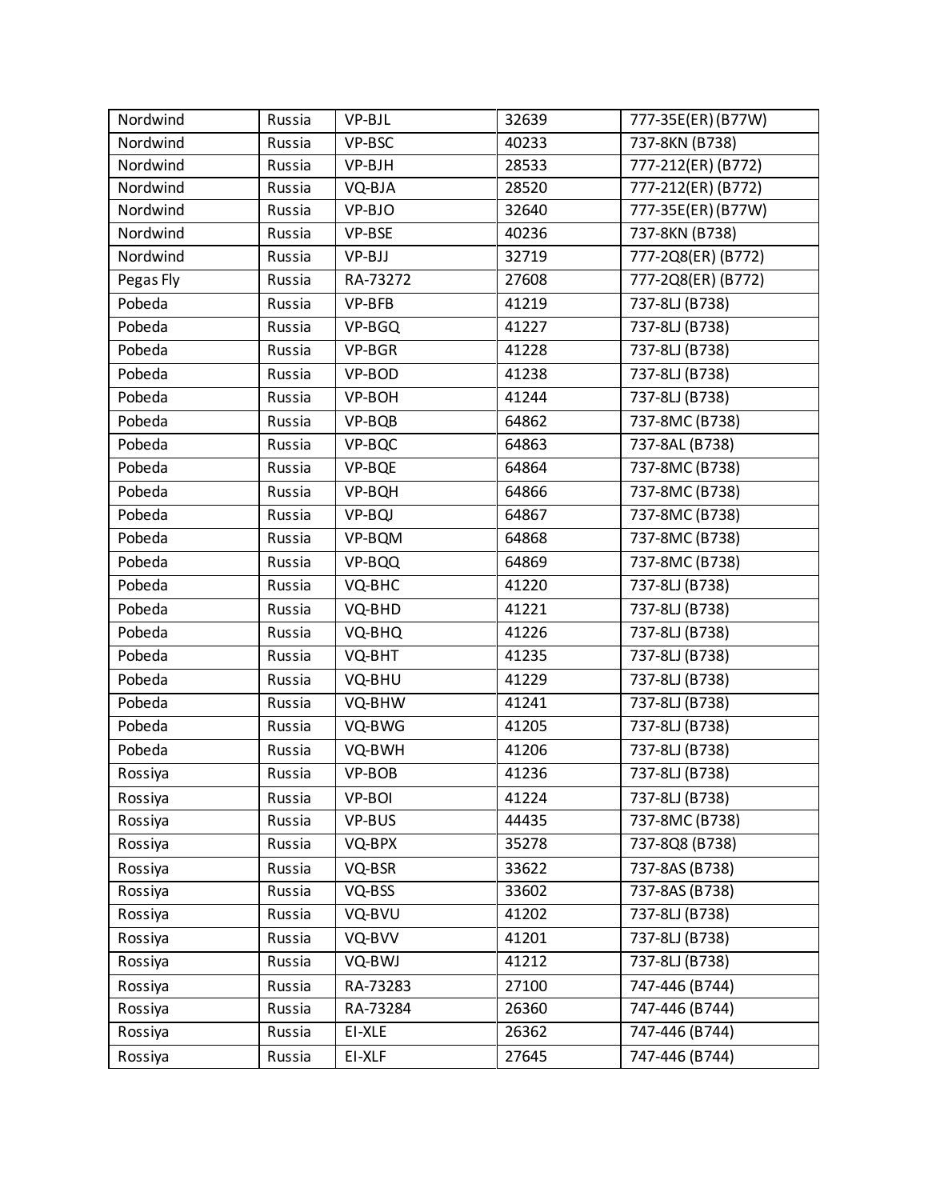| Nordwind | Russia | VP-BJL | 32639 | 777-35E(ER) (B77W) |
|---|---|---|---|---|
| Nordwind | Russia | VP-BSC | 40233 | 737-8KN (B738) |
| Nordwind | Russia | VP-BJH | 28533 | 777-212(ER) (B772) |
| Nordwind | Russia | VQ-BJA | 28520 | 777-212(ER) (B772) |
| Nordwind | Russia | VP-BJO | 32640 | 777-35E(ER) (B77W) |
| Nordwind | Russia | VP-BSE | 40236 | 737-8KN (B738) |
| Nordwind | Russia | VP-BJJ | 32719 | 777-2Q8(ER) (B772) |
| Pegas Fly | Russia | RA-73272 | 27608 | 777-2Q8(ER) (B772) |
| Pobeda | Russia | VP-BFB | 41219 | 737-8LJ (B738) |
| Pobeda | Russia | VP-BGQ | 41227 | 737-8LJ (B738) |
| Pobeda | Russia | VP-BGR | 41228 | 737-8LJ (B738) |
| Pobeda | Russia | VP-BOD | 41238 | 737-8LJ (B738) |
| Pobeda | Russia | VP-BOH | 41244 | 737-8LJ (B738) |
| Pobeda | Russia | VP-BQB | 64862 | 737-8MC (B738) |
| Pobeda | Russia | VP-BQC | 64863 | 737-8AL (B738) |
| Pobeda | Russia | VP-BQE | 64864 | 737-8MC (B738) |
| Pobeda | Russia | VP-BQH | 64866 | 737-8MC (B738) |
| Pobeda | Russia | VP-BQJ | 64867 | 737-8MC (B738) |
| Pobeda | Russia | VP-BQM | 64868 | 737-8MC (B738) |
| Pobeda | Russia | VP-BQQ | 64869 | 737-8MC (B738) |
| Pobeda | Russia | VQ-BHC | 41220 | 737-8LJ (B738) |
| Pobeda | Russia | VQ-BHD | 41221 | 737-8LJ (B738) |
| Pobeda | Russia | VQ-BHQ | 41226 | 737-8LJ (B738) |
| Pobeda | Russia | VQ-BHT | 41235 | 737-8LJ (B738) |
| Pobeda | Russia | VQ-BHU | 41229 | 737-8LJ (B738) |
| Pobeda | Russia | VQ-BHW | 41241 | 737-8LJ (B738) |
| Pobeda | Russia | VQ-BWG | 41205 | 737-8LJ (B738) |
| Pobeda | Russia | VQ-BWH | 41206 | 737-8LJ (B738) |
| Rossiya | Russia | VP-BOB | 41236 | 737-8LJ (B738) |
| Rossiya | Russia | VP-BOI | 41224 | 737-8LJ (B738) |
| Rossiya | Russia | VP-BUS | 44435 | 737-8MC (B738) |
| Rossiya | Russia | VQ-BPX | 35278 | 737-8Q8 (B738) |
| Rossiya | Russia | VQ-BSR | 33622 | 737-8AS (B738) |
| Rossiya | Russia | VQ-BSS | 33602 | 737-8AS (B738) |
| Rossiya | Russia | VQ-BVU | 41202 | 737-8LJ (B738) |
| Rossiya | Russia | VQ-BVV | 41201 | 737-8LJ (B738) |
| Rossiya | Russia | VQ-BWJ | 41212 | 737-8LJ (B738) |
| Rossiya | Russia | RA-73283 | 27100 | 747-446 (B744) |
| Rossiya | Russia | RA-73284 | 26360 | 747-446 (B744) |
| Rossiya | Russia | EI-XLE | 26362 | 747-446 (B744) |
| Rossiya | Russia | EI-XLF | 27645 | 747-446 (B744) |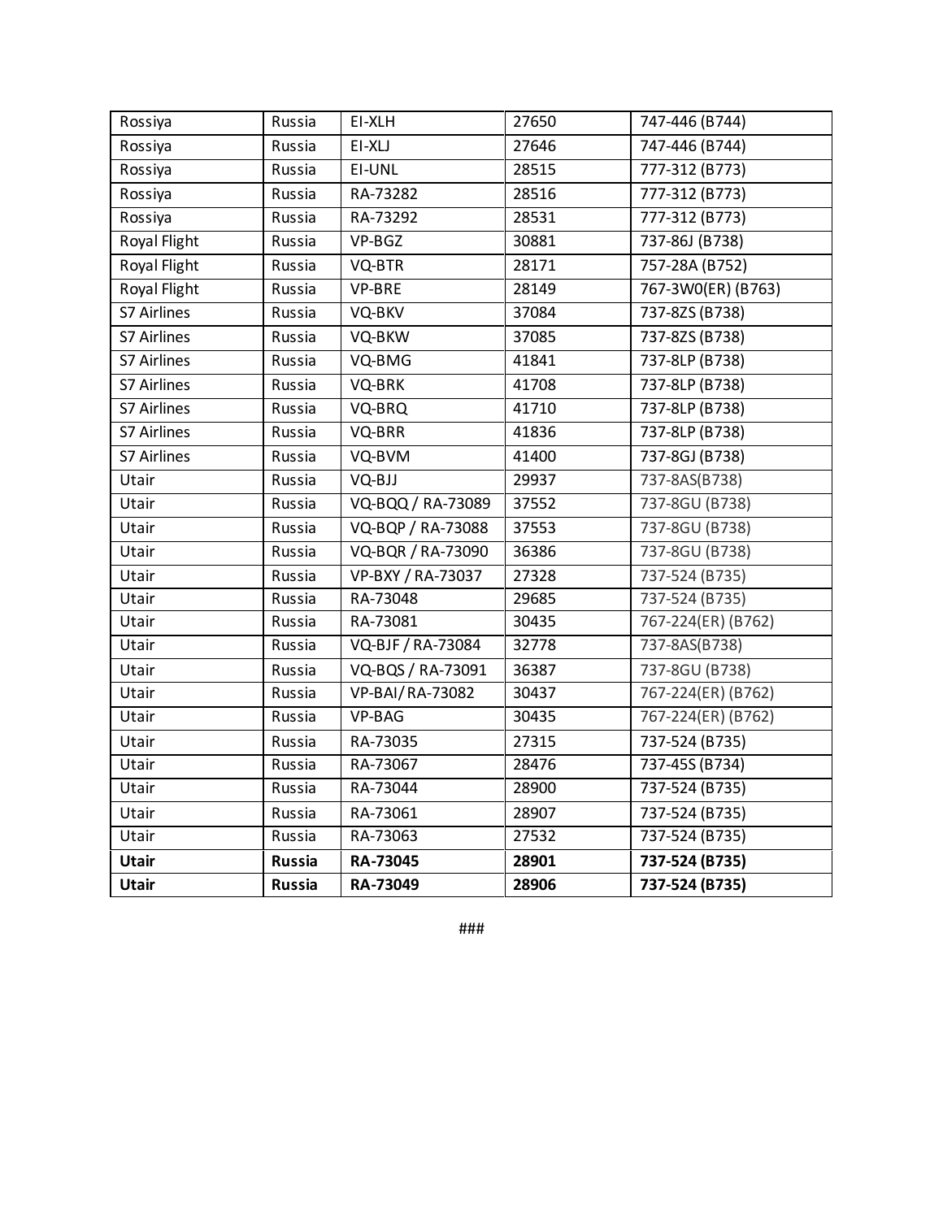| | | | | |
|---|---|---|---|---|
| Rossiya | Russia | EI-XLH | 27650 | 747-446 (B744) |
| Rossiya | Russia | EI-XLJ | 27646 | 747-446 (B744) |
| Rossiya | Russia | EI-UNL | 28515 | 777-312 (B773) |
| Rossiya | Russia | RA-73282 | 28516 | 777-312 (B773) |
| Rossiya | Russia | RA-73292 | 28531 | 777-312 (B773) |
| Royal Flight | Russia | VP-BGZ | 30881 | 737-86J (B738) |
| Royal Flight | Russia | VQ-BTR | 28171 | 757-28A (B752) |
| Royal Flight | Russia | VP-BRE | 28149 | 767-3W0(ER) (B763) |
| S7 Airlines | Russia | VQ-BKV | 37084 | 737-8ZS (B738) |
| S7 Airlines | Russia | VQ-BKW | 37085 | 737-8ZS (B738) |
| S7 Airlines | Russia | VQ-BMG | 41841 | 737-8LP (B738) |
| S7 Airlines | Russia | VQ-BRK | 41708 | 737-8LP (B738) |
| S7 Airlines | Russia | VQ-BRQ | 41710 | 737-8LP (B738) |
| S7 Airlines | Russia | VQ-BRR | 41836 | 737-8LP (B738) |
| S7 Airlines | Russia | VQ-BVM | 41400 | 737-8GJ (B738) |
| Utair | Russia | VQ-BJJ | 29937 | 737-8AS(B738) |
| Utair | Russia | VQ-BQQ / RA-73089 | 37552 | 737-8GU (B738) |
| Utair | Russia | VQ-BQP / RA-73088 | 37553 | 737-8GU (B738) |
| Utair | Russia | VQ-BQR / RA-73090 | 36386 | 737-8GU (B738) |
| Utair | Russia | VP-BXY / RA-73037 | 27328 | 737-524 (B735) |
| Utair | Russia | RA-73048 | 29685 | 737-524 (B735) |
| Utair | Russia | RA-73081 | 30435 | 767-224(ER) (B762) |
| Utair | Russia | VQ-BJF / RA-73084 | 32778 | 737-8AS(B738) |
| Utair | Russia | VQ-BQS / RA-73091 | 36387 | 737-8GU (B738) |
| Utair | Russia | VP-BAI/ RA-73082 | 30437 | 767-224(ER) (B762) |
| Utair | Russia | VP-BAG | 30435 | 767-224(ER) (B762) |
| Utair | Russia | RA-73035 | 27315 | 737-524 (B735) |
| Utair | Russia | RA-73067 | 28476 | 737-45S (B734) |
| Utair | Russia | RA-73044 | 28900 | 737-524 (B735) |
| Utair | Russia | RA-73061 | 28907 | 737-524 (B735) |
| Utair | Russia | RA-73063 | 27532 | 737-524 (B735) |
| **Utair** | **Russia** | **RA-73045** | **28901** | **737-524 (B735)** |
| **Utair** | **Russia** | **RA-73049** | **28906** | **737-524 (B735)** |

###